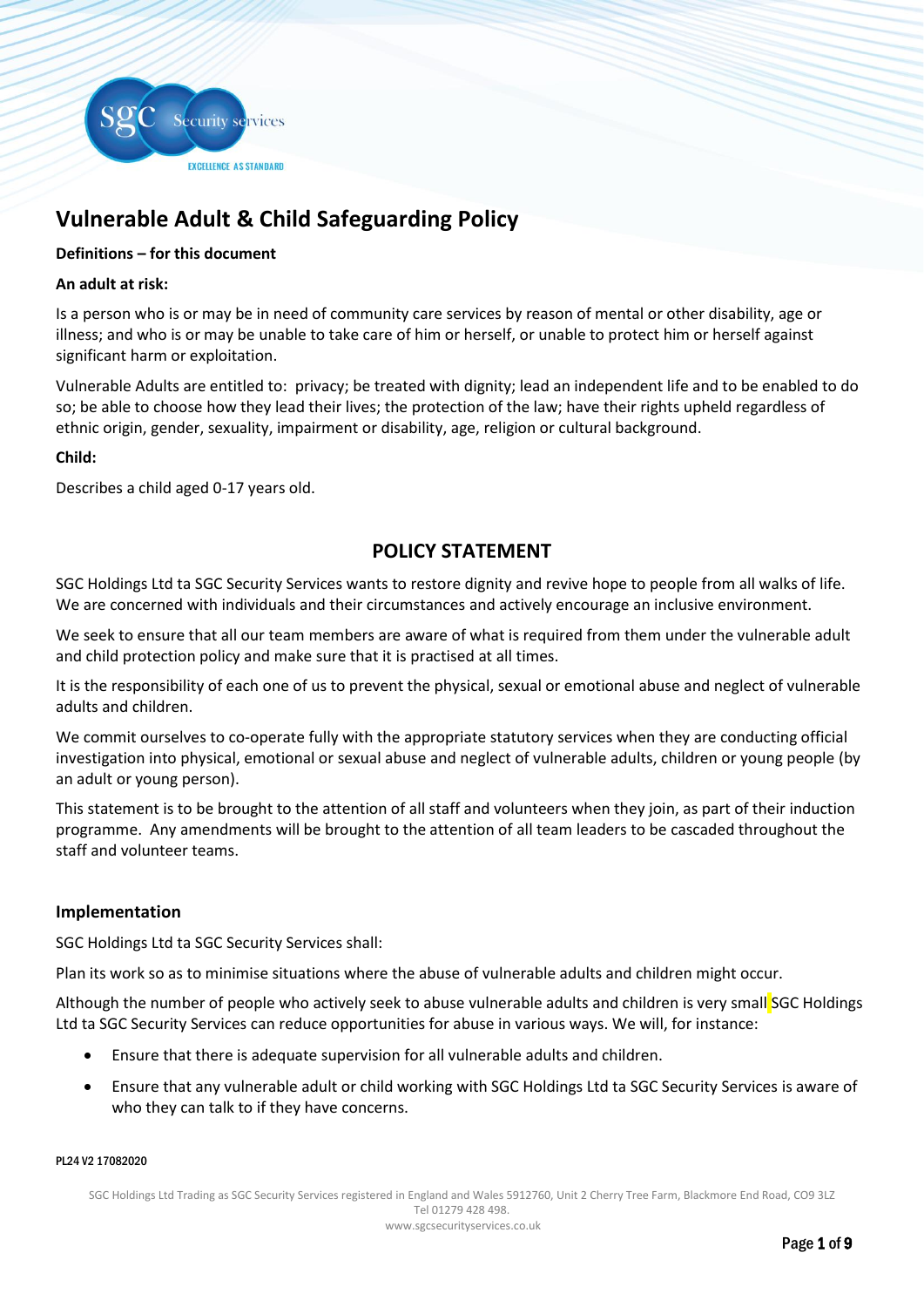# Vulnerable Adult & Child Safeguarding Policy

**Definitions – for this document**

**An adult at risk:**

Is a person who is or may be in need of community care services by reason of mental or other disability, age or illness; and who is or may be unable to take care of him or herself, or unable to protect him or herself against significant harm or exploitation.

Vulnerable Adults are entitled to: privacy; be treated with dignity; lead an independent life and to be enabled to do so; be able to choose how they lead their lives; the protection of the law; have their rights upheld regardless of ethnic origin, gender, sexuality, impairment or disability, age, religion or cultural background.

**Child:**

Describes a child aged 0-17 years old.

## POLICY STATEMENT

SGC Holdings Ltd ta SGC Security Services wants to restore dignity and revive hope to people from all walks of life. We are concerned with individuals and their circumstances and actively encourage an inclusive environment.

We seek to ensure that all our team members are aware of what is required from them under the vulnerable adult and child protection policy and make sure that it is practised at all times.

It is the responsibility of each one of us to prevent the physical, sexual or emotional abuse and neglect of vulnerable adults and children.

We commit ourselves to co-operate fully with the appropriate statutory services when they are conducting official investigation into physical, emotional or sexual abuse and neglect of vulnerable adults, children or young people (by an adult or young person).

This statement is to be brought to the attention of all staff and volunteers when they join, as part of their induction programme. Any amendments will be brought to the attention of all team leaders to be cascaded throughout the staff and volunteer teams.

### Implementation

SGC Holdings Ltd ta SGC Security Services shall:

Plan its work so as to minimise situations where the abuse of vulnerable adults and children might occur.

Although the number of people who actively seek to abuse vulnerable adults and children is very small SGC Holdings Ltd ta SGC Security Services can reduce opportunities for abuse in various ways. We will, for instance:

- Ensure that there is adequate supervision for all vulnerable adults and children.
- Ensure that any vulnerable adult or child working with SGC Holdings Ltd ta SGC Security Services is aware of who they can talk to if they have concerns.

PL24 V2 17082020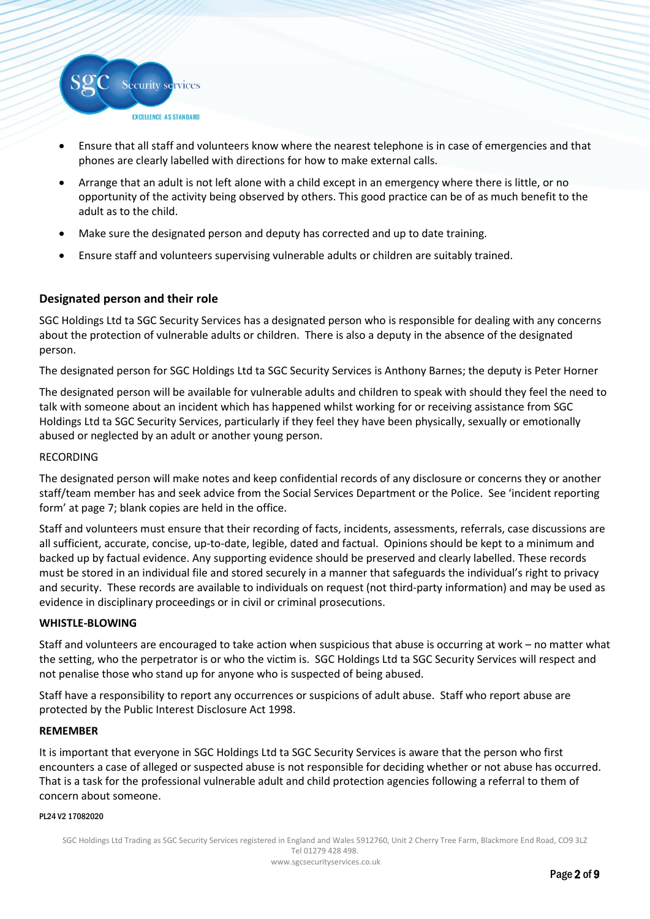- Ensure that all staff and volunteers know where the nearest telephone is in case of emergencies and that phones are clearly labelled with directions for how to make external calls.
- Arrange that an adult is not left alone with a child except in an emergency where there is little, or no opportunity of the activity being observed by others. This good practice can be of as much benefit to the adult as to the child.
- Make sure the designated person and deputy has corrected and up to date training.
- Ensure staff and volunteers supervising vulnerable adults or children are suitably trained.

### Designated person and their role

SGC Holdings Ltd ta SGC Security Services has a designated person who is responsible for dealing with any concerns about the protection of vulnerable adults or children. There is also a deputy in the absence of the designated person.

The designated person for SGC Holdings Ltd ta SGC Security Services is Anthony Barnes; the deputy is Peter Horner

The designated person will be available for vulnerable adults and children to speak with should they feel the need to talk with someone about an incident which has happened whilst working for or receiving assistance from SGC Holdings Ltd ta SGC Security Services, particularly if they feel they have been physically, sexually or emotionally abused or neglected by an adult or another young person.

RECORDING

The designated person will make notes and keep confidential records of any disclosure or concerns they or another staff/team member has and seek advice from the Social Services Department or the Police. See 'incident reporting form' at page 7; blank copies are held in the office.

Staff and volunteers must ensure that their recording of facts, incidents, assessments, referrals, case discussions are all sufficient, accurate, concise, up-to-date, legible, dated and factual. Opinions should be kept to a minimum and backed up by factual evidence. Any supporting evidence should be preserved and clearly labelled. These records must be stored in an individual file and stored securely in a manner that safeguards the individual's right to privacy and security. These records are available to individuals on request (not third-party information) and may be used as evidence in disciplinary proceedings or in civil or criminal prosecutions.

**WHISTLE-BLOWING**

Staff and volunteers are encouraged to take action when suspicious that abuse is occurring at work – no matter what the setting, who the perpetrator is or who the victim is. SGC Holdings Ltd ta SGC Security Services will respect and not penalise those who stand up for anyone who is suspected of being abused.

Staff have a responsibility to report any occurrences or suspicions of adult abuse. Staff who report abuse are protected by the Public Interest Disclosure Act 1998.

**REMEMBER**

It is important that everyone in SGC Holdings Ltd ta SGC Security Services is aware that the person who first encounters a case of alleged or suspected abuse is not responsible for deciding whether or not abuse has occurred. That is a task for the professional vulnerable adult and child protection agencies following a referral to them of concern about someone.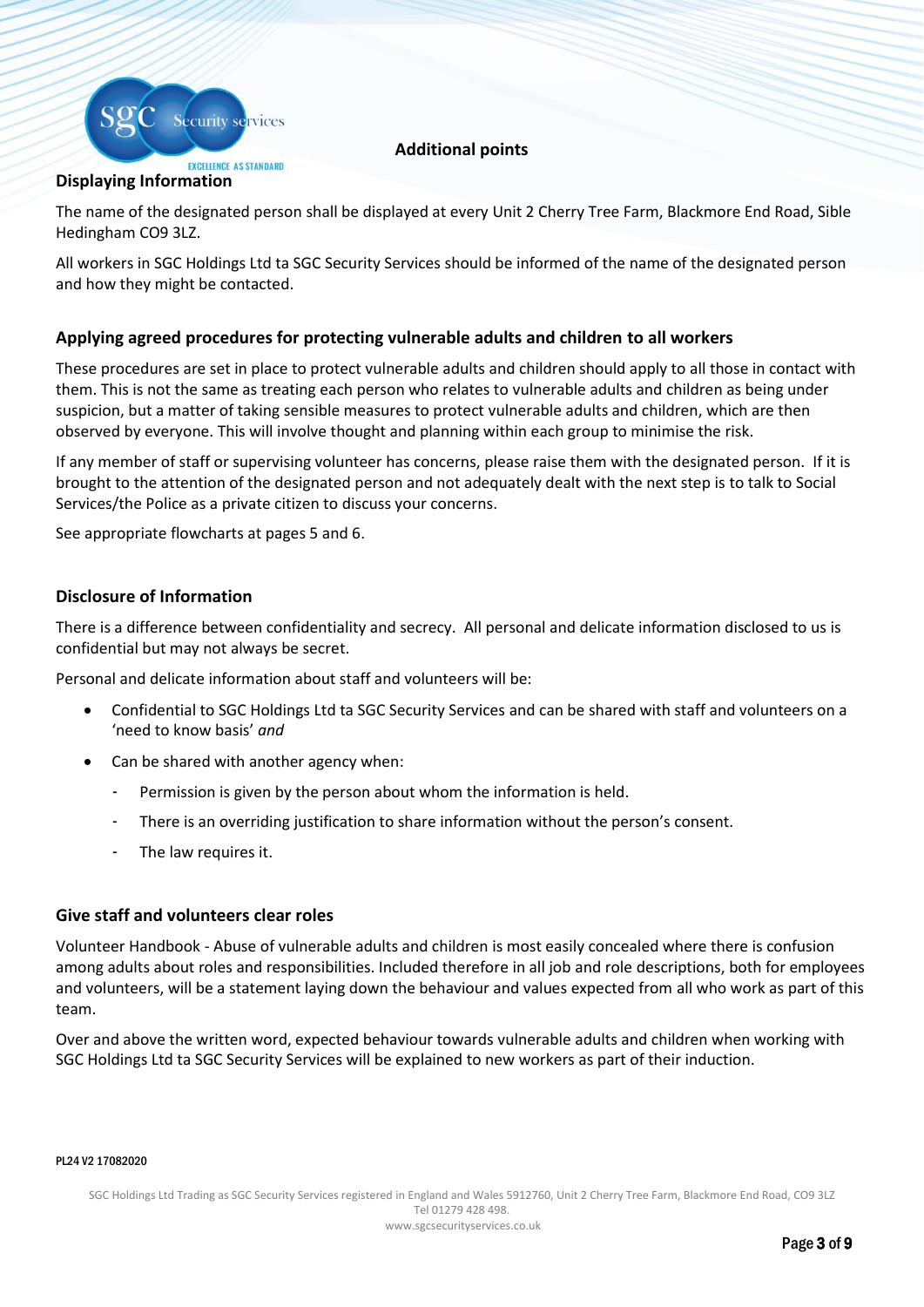## Additional points

### Displaying Information

The name of the designated person shall be displayed at every Unit 2 Cherry Tree Farm, Blackmore End Road, Sible Hedingham CO9 3LZ.

All workers in SGC Holdings Ltd ta SGC Security Services should be informed of the name of the designated person and how they might be contacted.

### Applying agreed procedures for protecting vulnerable adults and children to all workers

These procedures are set in place to protect vulnerable adults and children should apply to all those in contact with them. This is not the same as treating each person who relates to vulnerable adults and children as being under suspicion, but a matter of taking sensible measures to protect vulnerable adults and children, which are then observed by everyone. This will involve thought and planning within each group to minimise the risk.

If any member of staff or supervising volunteer has concerns, please raise them with the designated person. If it is brought to the attention of the designated person and not adequately dealt with the next step is to talk to Social Services/the Police as a private citizen to discuss your concerns.

See appropriate flowcharts at pages 5 and 6.

### Disclosure of Information

There is a difference between confidentiality and secrecy. All personal and delicate information disclosed to us is confidential but may not always be secret.

Personal and delicate information about staff and volunteers will be:

- Confidential to SGC Holdings Ltd ta SGC Security Services and can be shared with staff and volunteers on a 'need to know basis' *and*
- Can be shared with another agency when:
  - Permission is given by the person about whom the information is held.
  - There is an overriding justification to share information without the person's consent.
  - The law requires it.

### Give staff and volunteers clear roles

Volunteer Handbook - Abuse of vulnerable adults and children is most easily concealed where there is confusion among adults about roles and responsibilities. Included therefore in all job and role descriptions, both for employees and volunteers, will be a statement laying down the behaviour and values expected from all who work as part of this team.

Over and above the written word, expected behaviour towards vulnerable adults and children when working with SGC Holdings Ltd ta SGC Security Services will be explained to new workers as part of their induction.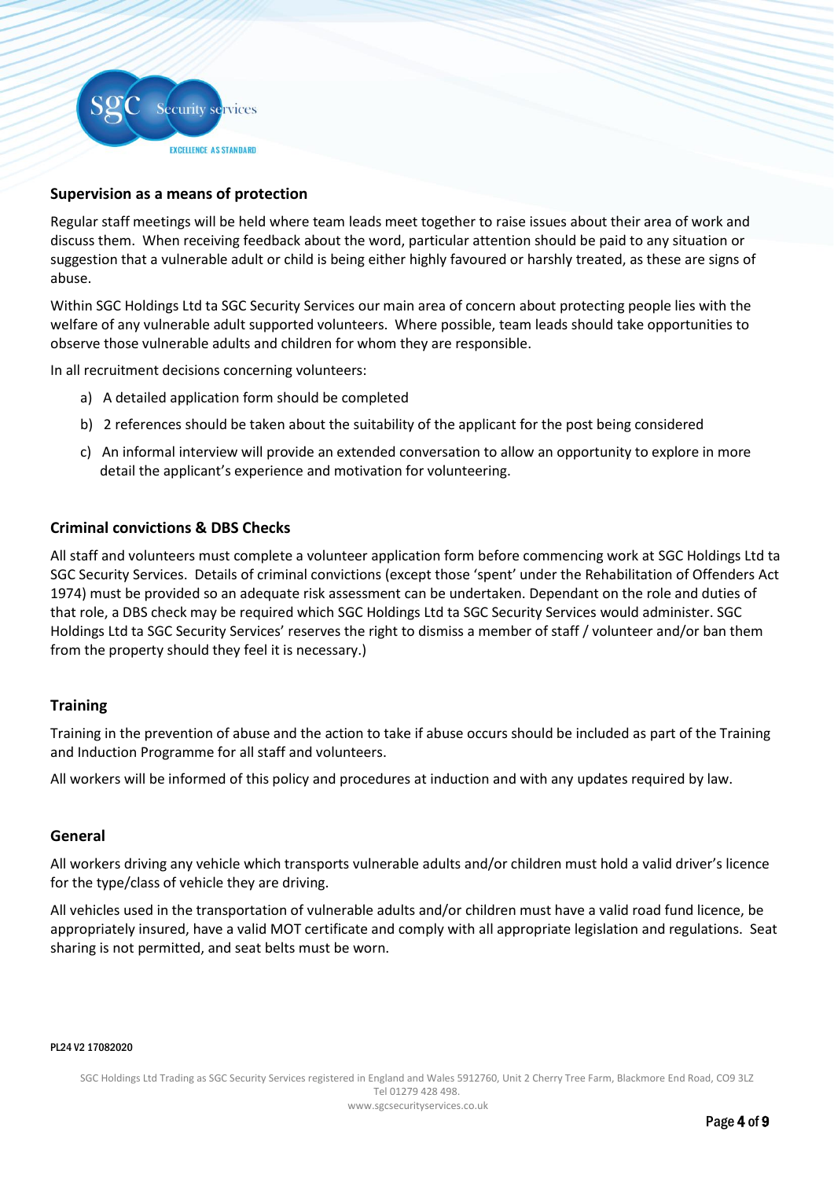## Supervision as a means of protection

Regular staff meetings will be held where team leads meet together to raise issues about their area of work and discuss them. When receiving feedback about the word, particular attention should be paid to any situation or suggestion that a vulnerable adult or child is being either highly favoured or harshly treated, as these are signs of abuse.

Within SGC Holdings Ltd ta SGC Security Services our main area of concern about protecting people lies with the welfare of any vulnerable adult supported volunteers. Where possible, team leads should take opportunities to observe those vulnerable adults and children for whom they are responsible.

In all recruitment decisions concerning volunteers:

a) A detailed application form should be completed
b) 2 references should be taken about the suitability of the applicant for the post being considered
c) An informal interview will provide an extended conversation to allow an opportunity to explore in more detail the applicant's experience and motivation for volunteering.

## Criminal convictions & DBS Checks

All staff and volunteers must complete a volunteer application form before commencing work at SGC Holdings Ltd ta SGC Security Services. Details of criminal convictions (except those 'spent' under the Rehabilitation of Offenders Act 1974) must be provided so an adequate risk assessment can be undertaken. Dependant on the role and duties of that role, a DBS check may be required which SGC Holdings Ltd ta SGC Security Services would administer. SGC Holdings Ltd ta SGC Security Services' reserves the right to dismiss a member of staff / volunteer and/or ban them from the property should they feel it is necessary.)

## Training

Training in the prevention of abuse and the action to take if abuse occurs should be included as part of the Training and Induction Programme for all staff and volunteers.

All workers will be informed of this policy and procedures at induction and with any updates required by law.

## General

All workers driving any vehicle which transports vulnerable adults and/or children must hold a valid driver's licence for the type/class of vehicle they are driving.

All vehicles used in the transportation of vulnerable adults and/or children must have a valid road fund licence, be appropriately insured, have a valid MOT certificate and comply with all appropriate legislation and regulations. Seat sharing is not permitted, and seat belts must be worn.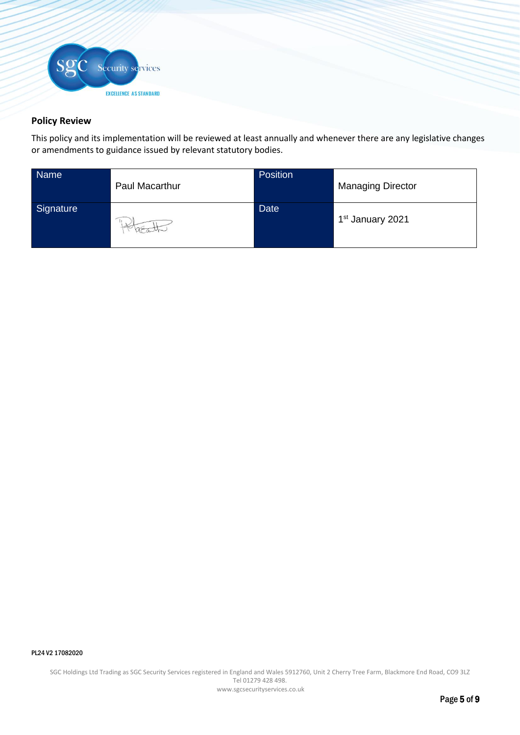### Policy Review

This policy and its implementation will be reviewed at least annually and whenever there are any legislative changes or amendments to guidance issued by relevant statutory bodies.

| Name | Paul Macarthur | Position | Managing Director |
| --- | --- | --- | --- |
| Signature | | Date | 1st January 2021 |

PL24 V2 17082020

SGC Holdings Ltd Trading as SGC Security Services registered in England and Wales 5912760, Unit 2 Cherry Tree Farm, Blackmore End Road, CO9 3LZ
Tel 01279 428 498.
www.sgcsecurityservices.co.uk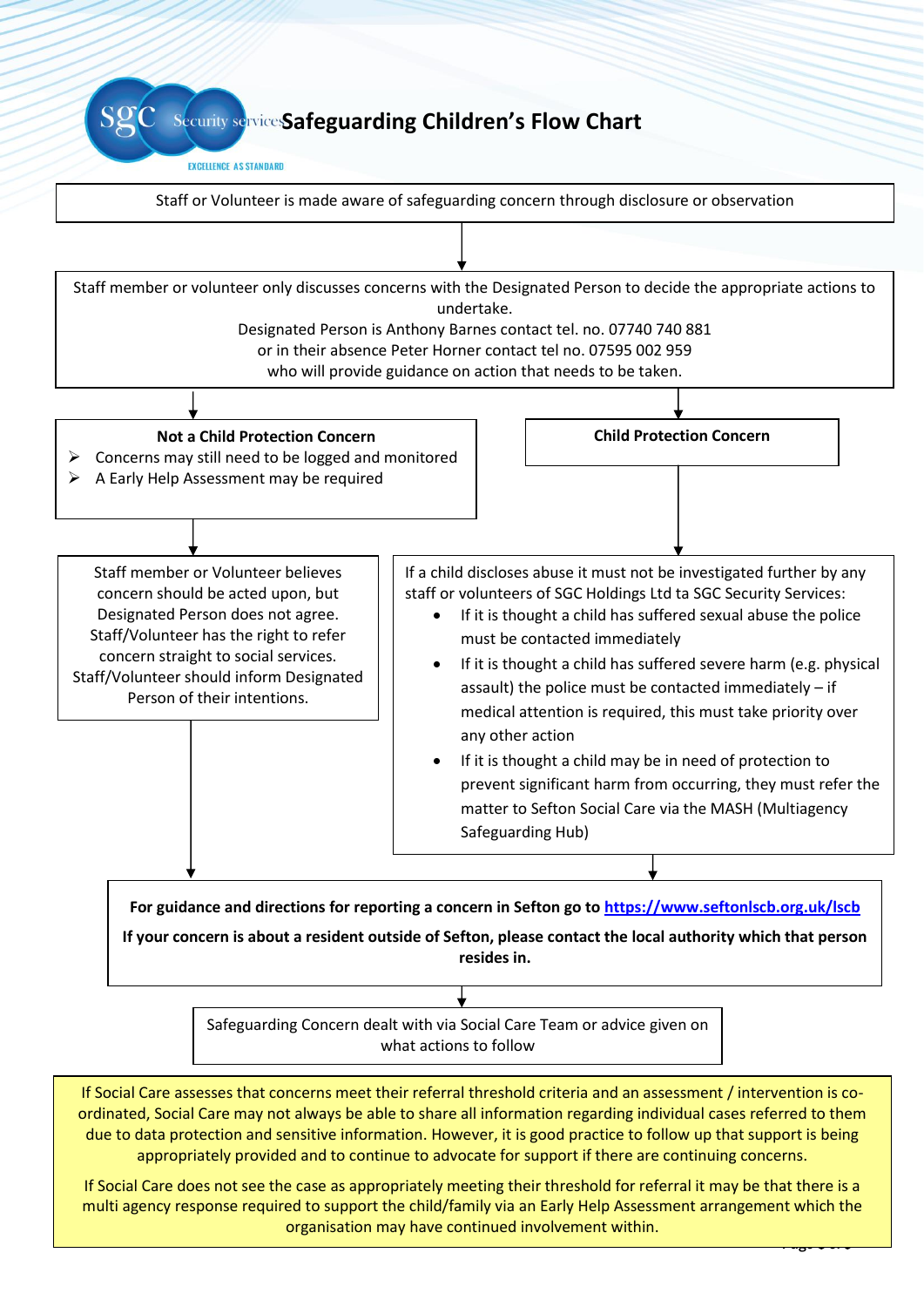# Safeguarding Children's Flow Chart

Staff or Volunteer is made aware of safeguarding concern through disclosure or observation

↓

Staff member or volunteer only discusses concerns with the Designated Person to decide the appropriate actions to undertake.
Designated Person is Anthony Barnes contact tel. no. 07740 740 881
or in their absence Peter Horner contact tel no. 07595 002 959
who will provide guidance on action that needs to be taken.

↓

**Not a Child Protection Concern**

- Concerns may still need to be logged and monitored
- A Early Help Assessment may be required

↓

Staff member or Volunteer believes concern should be acted upon, but Designated Person does not agree. Staff/Volunteer has the right to refer concern straight to social services. Staff/Volunteer should inform Designated Person of their intentions.

↓

**Child Protection Concern**

↓

If a child discloses abuse it must not be investigated further by any staff or volunteers of SGC Holdings Ltd ta SGC Security Services:

- If it is thought a child has suffered sexual abuse the police must be contacted immediately
- If it is thought a child has suffered severe harm (e.g. physical assault) the police must be contacted immediately – if medical attention is required, this must take priority over any other action
- If it is thought a child may be in need of protection to prevent significant harm from occurring, they must refer the matter to Sefton Social Care via the MASH (Multiagency Safeguarding Hub)

↓

**For guidance and directions for reporting a concern in Sefton go to https://www.seftonlscb.org.uk/lscb**

**If your concern is about a resident outside of Sefton, please contact the local authority which that person resides in.**

↓

Safeguarding Concern dealt with via Social Care Team or advice given on what actions to follow

If Social Care assesses that concerns meet their referral threshold criteria and an assessment / intervention is co-ordinated, Social Care may not always be able to share all information regarding individual cases referred to them due to data protection and sensitive information. However, it is good practice to follow up that support is being appropriately provided and to continue to advocate for support if there are continuing concerns.

If Social Care does not see the case as appropriately meeting their threshold for referral it may be that there is a multi agency response required to support the child/family via an Early Help Assessment arrangement which the organisation may have continued involvement within.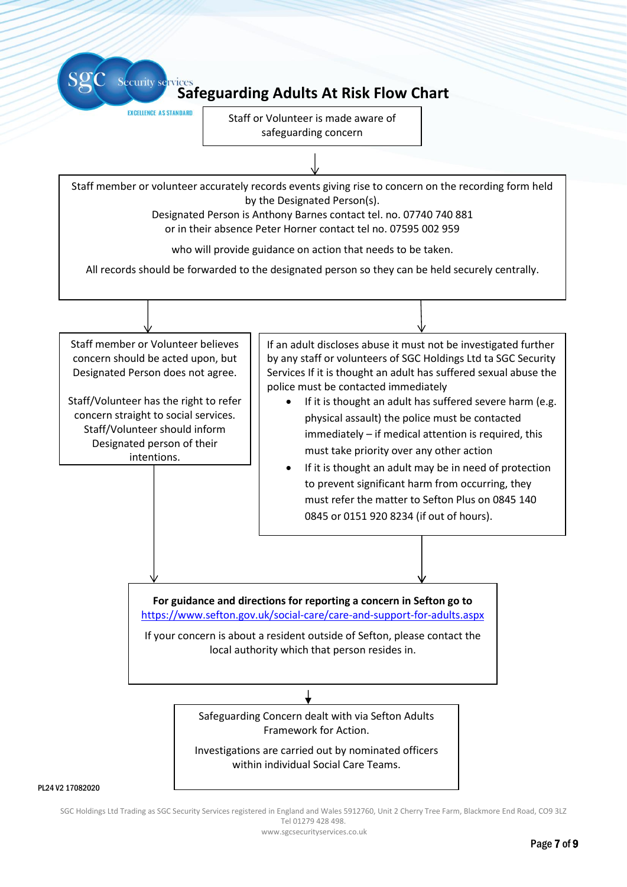# Safeguarding Adults At Risk Flow Chart

Staff or Volunteer is made aware of safeguarding concern

↓

Staff member or volunteer accurately records events giving rise to concern on the recording form held by the Designated Person(s).

Designated Person is Anthony Barnes contact tel. no. 07740 740 881
or in their absence Peter Horner contact tel no. 07595 002 959

who will provide guidance on action that needs to be taken.

All records should be forwarded to the designated person so they can be held securely centrally.

↓

Staff member or Volunteer believes concern should be acted upon, but Designated Person does not agree.

Staff/Volunteer has the right to refer concern straight to social services. Staff/Volunteer should inform Designated person of their intentions.

↓

If an adult discloses abuse it must not be investigated further by any staff or volunteers of SGC Holdings Ltd ta SGC Security Services If it is thought an adult has suffered sexual abuse the police must be contacted immediately

- If it is thought an adult has suffered severe harm (e.g. physical assault) the police must be contacted immediately – if medical attention is required, this must take priority over any other action
- If it is thought an adult may be in need of protection to prevent significant harm from occurring, they must refer the matter to Sefton Plus on 0845 140 0845 or 0151 920 8234 (if out of hours).

↓

**For guidance and directions for reporting a concern in Sefton go to**
https://www.sefton.gov.uk/social-care/care-and-support-for-adults.aspx

If your concern is about a resident outside of Sefton, please contact the local authority which that person resides in.

↓

Safeguarding Concern dealt with via Sefton Adults Framework for Action.

Investigations are carried out by nominated officers within individual Social Care Teams.

PL24 V2 17082020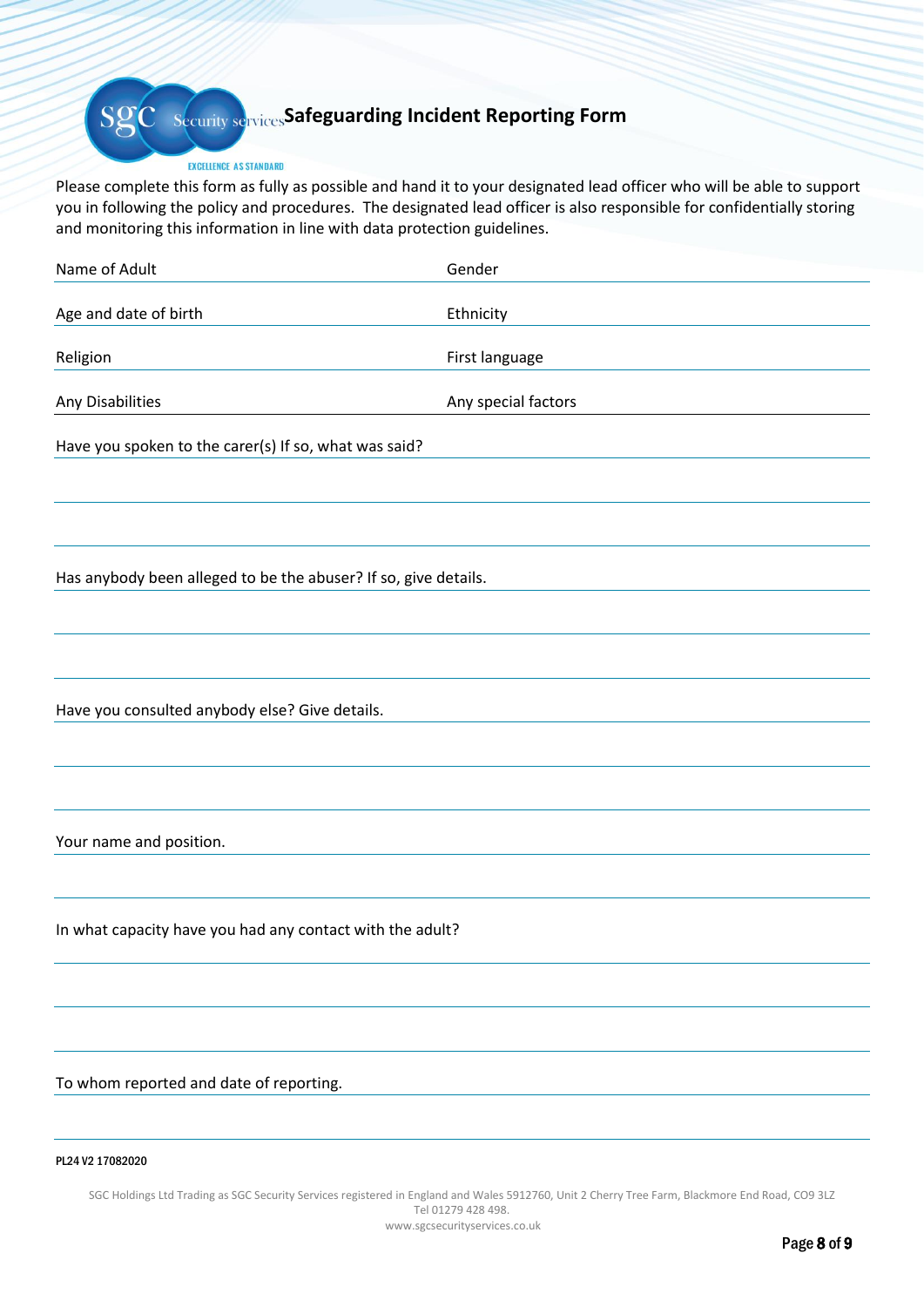# Safeguarding Incident Reporting Form

Please complete this form as fully as possible and hand it to your designated lead officer who will be able to support you in following the policy and procedures. The designated lead officer is also responsible for confidentially storing and monitoring this information in line with data protection guidelines.

| | |
|---|---|
| Name of Adult | Gender |
| Age and date of birth | Ethnicity |
| Religion | First language |
| Any Disabilities | Any special factors |

Have you spoken to the carer(s) If so, what was said?

Has anybody been alleged to be the abuser? If so, give details.

Have you consulted anybody else? Give details.

Your name and position.

In what capacity have you had any contact with the adult?

To whom reported and date of reporting.

PL24 V2 17082020

SGC Holdings Ltd Trading as SGC Security Services registered in England and Wales 5912760, Unit 2 Cherry Tree Farm, Blackmore End Road, CO9 3LZ
Tel 01279 428 498.
www.sgcsecurityservices.co.uk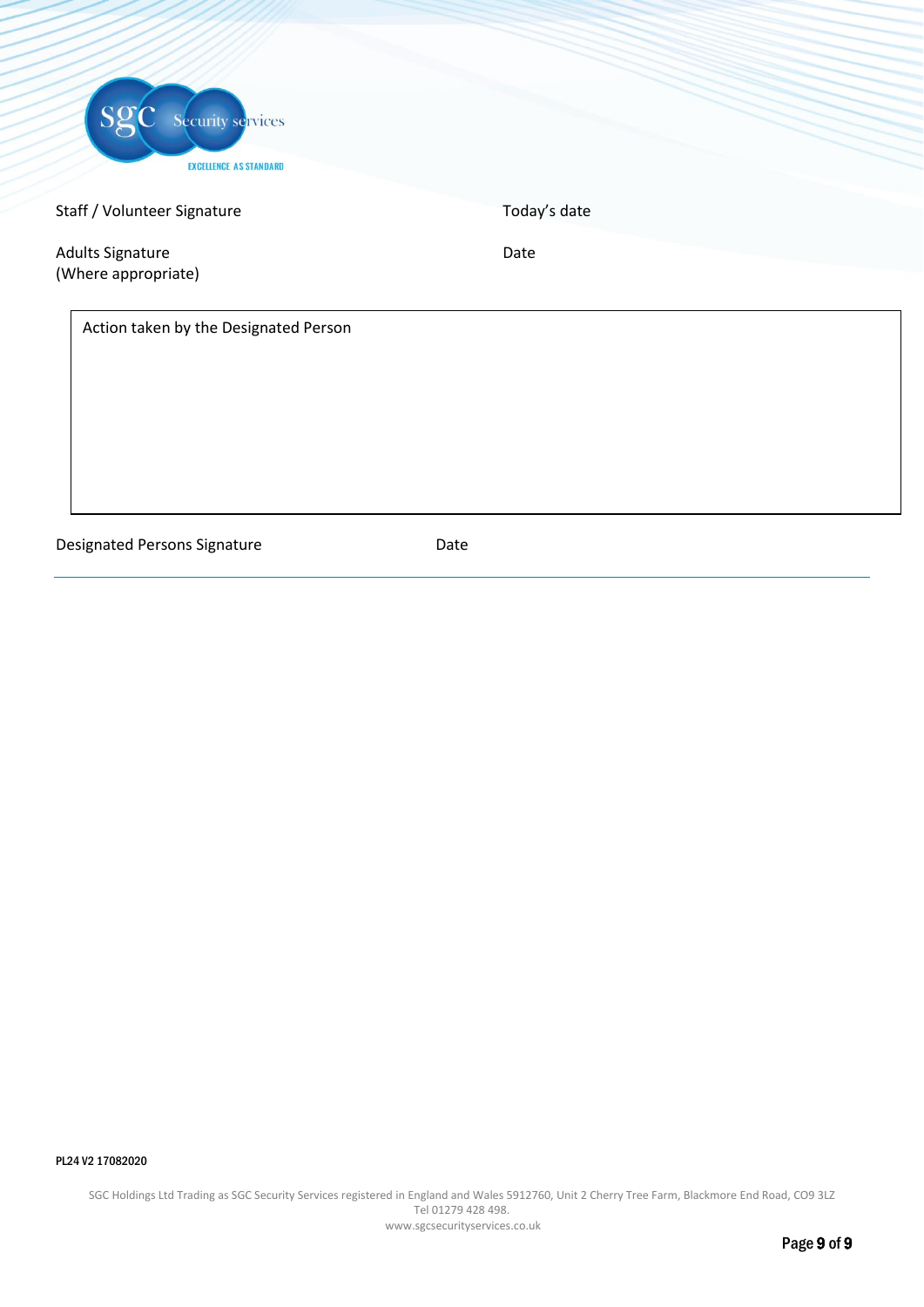Staff / Volunteer Signature Today's date

Adults Signature Date
(Where appropriate)

| Action taken by the Designated Person |
| --- |
| |

Designated Persons Signature Date

PL24 V2 17082020

SGC Holdings Ltd Trading as SGC Security Services registered in England and Wales 5912760, Unit 2 Cherry Tree Farm, Blackmore End Road, CO9 3LZ
Tel 01279 428 498.
www.sgcsecurityservices.co.uk